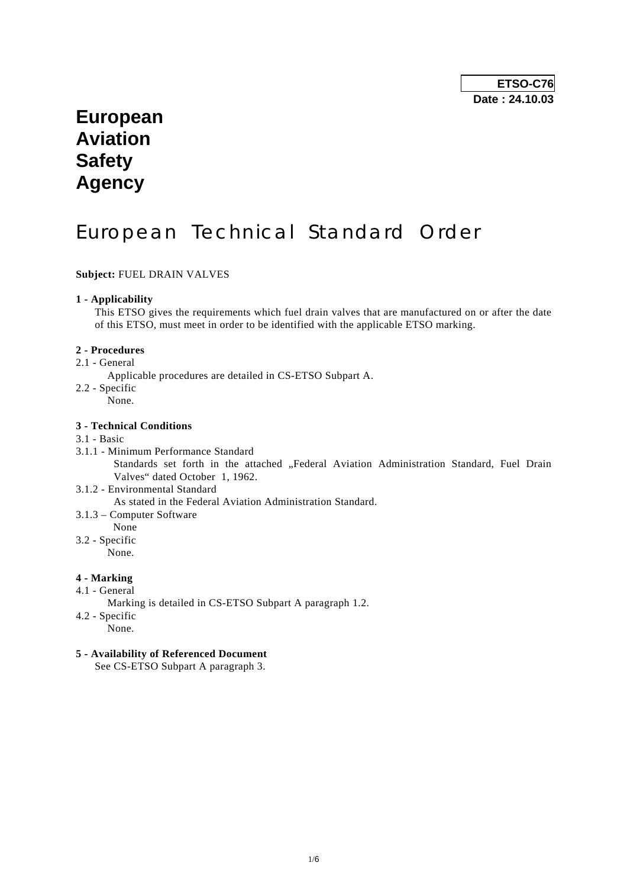**ETSO-C76**
**Date : 24.10.03**

# European Aviation Safety Agency

# European Technical Standard Order

**Subject:** FUEL DRAIN VALVES

**1 - Applicability**

This ETSO gives the requirements which fuel drain valves that are manufactured on or after the date of this ETSO, must meet in order to be identified with the applicable ETSO marking.

**2 - Procedures**

2.1 - General

Applicable procedures are detailed in CS-ETSO Subpart A.

2.2 - Specific

None.

**3 - Technical Conditions**

3.1 - Basic

3.1.1 - Minimum Performance Standard

Standards set forth in the attached „Federal Aviation Administration Standard, Fuel Drain Valves" dated October 1, 1962.

3.1.2 - Environmental Standard

As stated in the Federal Aviation Administration Standard.

3.1.3 – Computer Software

None

3.2 - Specific

None.

**4 - Marking**

4.1 - General

Marking is detailed in CS-ETSO Subpart A paragraph 1.2.

4.2 - Specific

None.

**5 - Availability of Referenced Document**

See CS-ETSO Subpart A paragraph 3.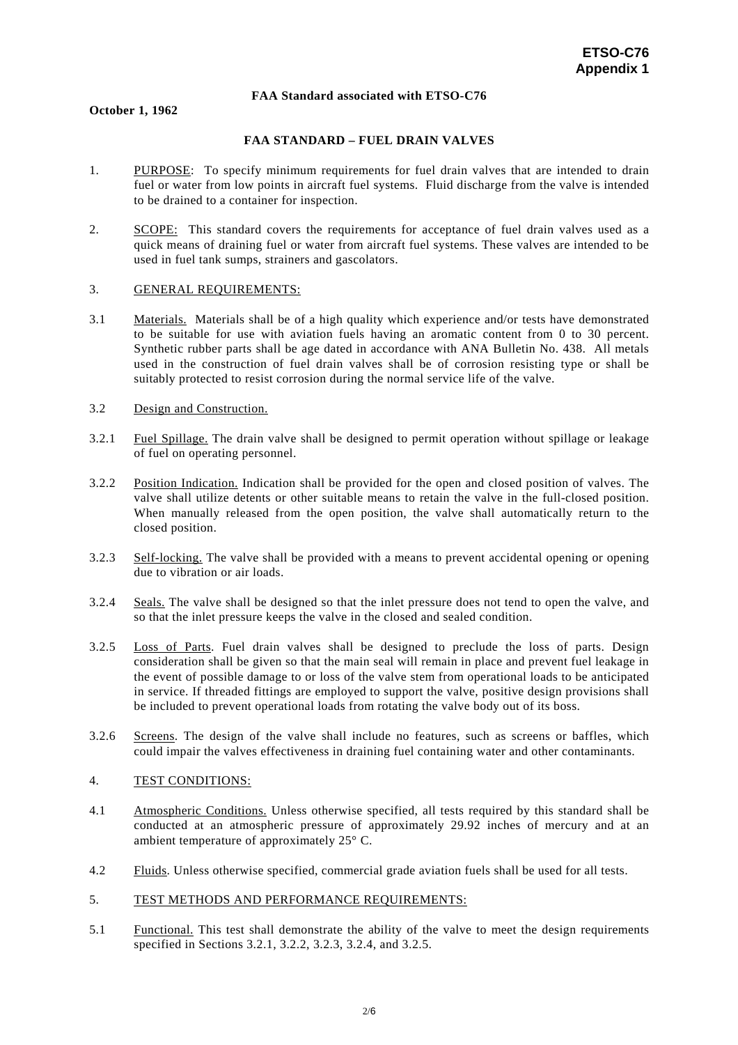**FAA Standard associated with ETSO-C76**

**October 1, 1962**

**FAA STANDARD – FUEL DRAIN VALVES**

1. PURPOSE: To specify minimum requirements for fuel drain valves that are intended to drain fuel or water from low points in aircraft fuel systems. Fluid discharge from the valve is intended to be drained to a container for inspection.

2. SCOPE: This standard covers the requirements for acceptance of fuel drain valves used as a quick means of draining fuel or water from aircraft fuel systems. These valves are intended to be used in fuel tank sumps, strainers and gascolators.

3. GENERAL REQUIREMENTS:

3.1 Materials. Materials shall be of a high quality which experience and/or tests have demonstrated to be suitable for use with aviation fuels having an aromatic content from 0 to 30 percent. Synthetic rubber parts shall be age dated in accordance with ANA Bulletin No. 438. All metals used in the construction of fuel drain valves shall be of corrosion resisting type or shall be suitably protected to resist corrosion during the normal service life of the valve.

3.2 Design and Construction.

3.2.1 Fuel Spillage. The drain valve shall be designed to permit operation without spillage or leakage of fuel on operating personnel.

3.2.2 Position Indication. Indication shall be provided for the open and closed position of valves. The valve shall utilize detents or other suitable means to retain the valve in the full-closed position. When manually released from the open position, the valve shall automatically return to the closed position.

3.2.3 Self-locking. The valve shall be provided with a means to prevent accidental opening or opening due to vibration or air loads.

3.2.4 Seals. The valve shall be designed so that the inlet pressure does not tend to open the valve, and so that the inlet pressure keeps the valve in the closed and sealed condition.

3.2.5 Loss of Parts. Fuel drain valves shall be designed to preclude the loss of parts. Design consideration shall be given so that the main seal will remain in place and prevent fuel leakage in the event of possible damage to or loss of the valve stem from operational loads to be anticipated in service. If threaded fittings are employed to support the valve, positive design provisions shall be included to prevent operational loads from rotating the valve body out of its boss.

3.2.6 Screens. The design of the valve shall include no features, such as screens or baffles, which could impair the valves effectiveness in draining fuel containing water and other contaminants.

4. TEST CONDITIONS:

4.1 Atmospheric Conditions. Unless otherwise specified, all tests required by this standard shall be conducted at an atmospheric pressure of approximately 29.92 inches of mercury and at an ambient temperature of approximately 25° C.

4.2 Fluids. Unless otherwise specified, commercial grade aviation fuels shall be used for all tests.

5. TEST METHODS AND PERFORMANCE REQUIREMENTS:

5.1 Functional. This test shall demonstrate the ability of the valve to meet the design requirements specified in Sections 3.2.1, 3.2.2, 3.2.3, 3.2.4, and 3.2.5.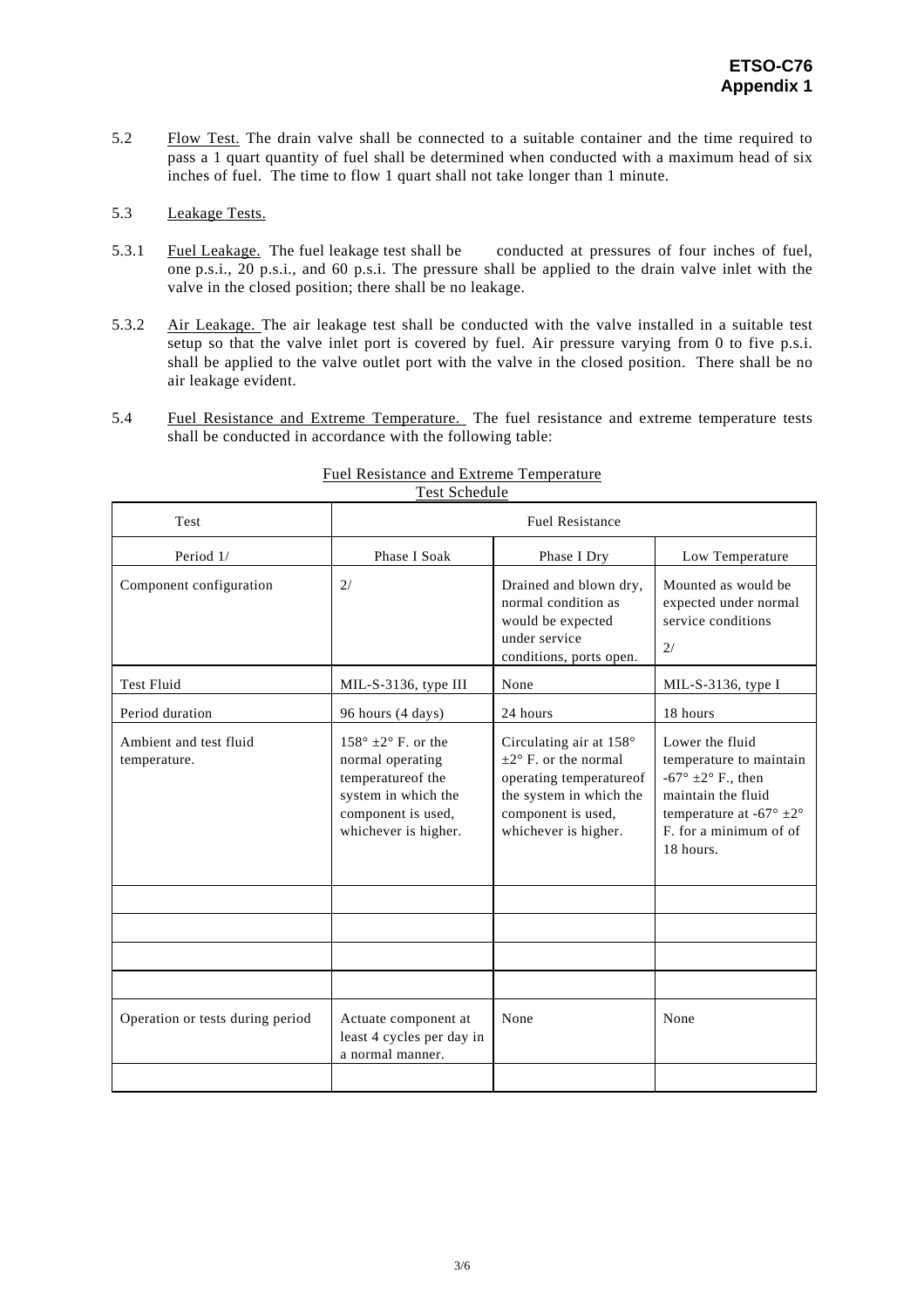5.2 Flow Test. The drain valve shall be connected to a suitable container and the time required to pass a 1 quart quantity of fuel shall be determined when conducted with a maximum head of six inches of fuel. The time to flow 1 quart shall not take longer than 1 minute.

5.3 Leakage Tests.

5.3.1 Fuel Leakage. The fuel leakage test shall be conducted at pressures of four inches of fuel, one p.s.i., 20 p.s.i., and 60 p.s.i. The pressure shall be applied to the drain valve inlet with the valve in the closed position; there shall be no leakage.

5.3.2 Air Leakage. The air leakage test shall be conducted with the valve installed in a suitable test setup so that the valve inlet port is covered by fuel. Air pressure varying from 0 to five p.s.i. shall be applied to the valve outlet port with the valve in the closed position. There shall be no air leakage evident.

5.4 Fuel Resistance and Extreme Temperature. The fuel resistance and extreme temperature tests shall be conducted in accordance with the following table:

Fuel Resistance and Extreme Temperature
Test Schedule

| Test | Fuel Resistance | | |
|---|---|---|---|
| Period 1/ | Phase I Soak | Phase I Dry | Low Temperature |
| Component configuration | 2/ | Drained and blown dry, normal condition as would be expected under service conditions, ports open. | Mounted as would be expected under normal service conditions 2/ |
| Test Fluid | MIL-S-3136, type III | None | MIL-S-3136, type I |
| Period duration | 96 hours (4 days) | 24 hours | 18 hours |
| Ambient and test fluid temperature. | 158° ±2° F. or the normal operating temperatureof the system in which the component is used, whichever is higher. | Circulating air at 158° ±2° F. or the normal operating temperatureof the system in which the component is used, whichever is higher. | Lower the fluid temperature to maintain -67° ±2° F., then maintain the fluid temperature at -67° ±2° F. for a minimum of of 18 hours. |
| | | | |
| | | | |
| | | | |
| | | | |
| Operation or tests during period | Actuate component at least 4 cycles per day in a normal manner. | None | None |
| | | | |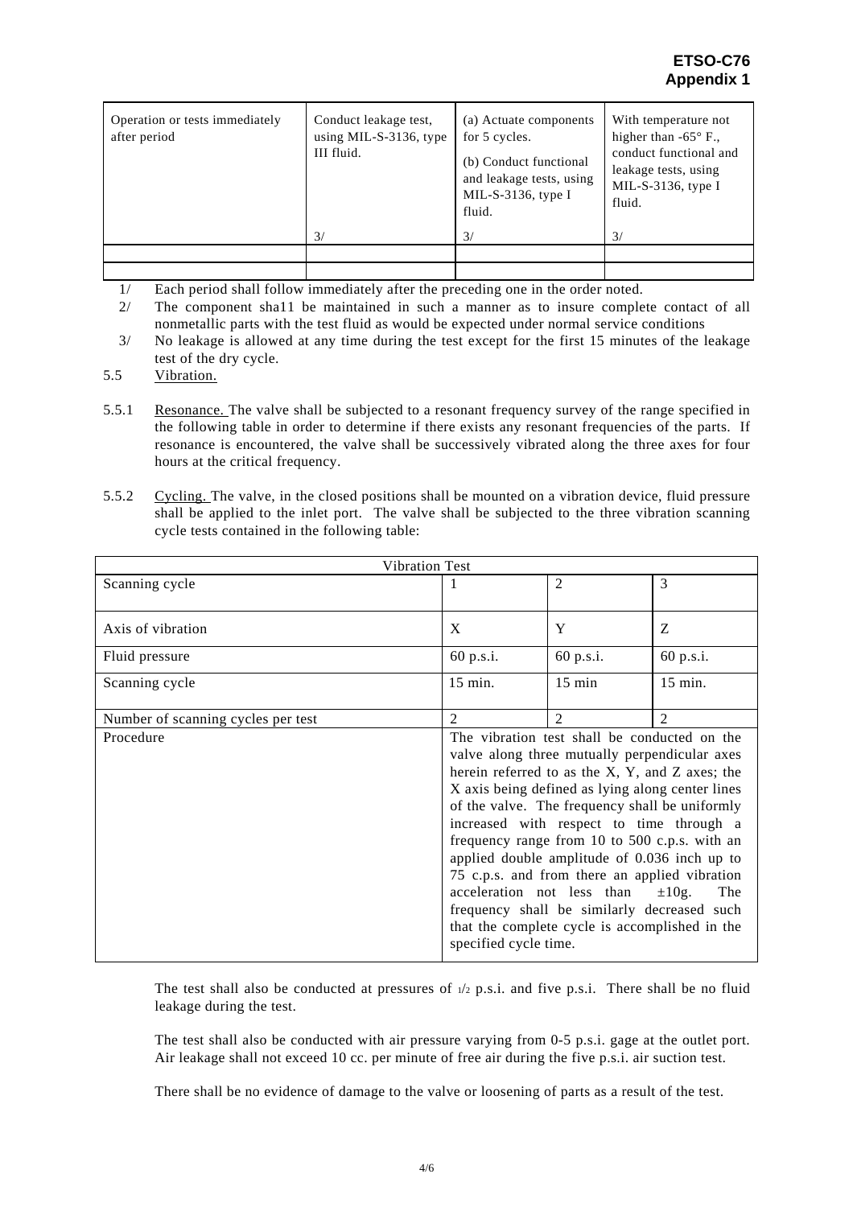| Operation or tests immediately after period | Conduct leakage test, using MIL-S-3136, type III fluid.<br><br>3/ | (a) Actuate components for 5 cycles.<br>(b) Conduct functional and leakage tests, using MIL-S-3136, type I fluid.<br><br>3/ | With temperature not higher than -65° F., conduct functional and leakage tests, using MIL-S-3136, type I fluid.<br><br>3/ |
|---|---|---|---|
| | | | |
| | | | |

1/ Each period shall follow immediately after the preceding one in the order noted.

2/ The component sha11 be maintained in such a manner as to insure complete contact of all nonmetallic parts with the test fluid as would be expected under normal service conditions

3/ No leakage is allowed at any time during the test except for the first 15 minutes of the leakage test of the dry cycle.

5.5 Vibration.

5.5.1 Resonance. The valve shall be subjected to a resonant frequency survey of the range specified in the following table in order to determine if there exists any resonant frequencies of the parts. If resonance is encountered, the valve shall be successively vibrated along the three axes for four hours at the critical frequency.

5.5.2 Cycling. The valve, in the closed positions shall be mounted on a vibration device, fluid pressure shall be applied to the inlet port. The valve shall be subjected to the three vibration scanning cycle tests contained in the following table:

| Vibration Test | | | |
|---|---|---|---|
| Scanning cycle | 1 | 2 | 3 |
| Axis of vibration | X | Y | Z |
| Fluid pressure | 60 p.s.i. | 60 p.s.i. | 60 p.s.i. |
| Scanning cycle | 15 min. | 15 min | 15 min. |
| Number of scanning cycles per test | 2 | 2 | 2 |
| Procedure | The vibration test shall be conducted on the valve along three mutually perpendicular axes herein referred to as the X, Y, and Z axes; the X axis being defined as lying along center lines of the valve. The frequency shall be uniformly increased with respect to time through a frequency range from 10 to 500 c.p.s. with an applied double amplitude of 0.036 inch up to 75 c.p.s. and from there an applied vibration acceleration not less than ±10g. The frequency shall be similarly decreased such that the complete cycle is accomplished in the specified cycle time. | | |

The test shall also be conducted at pressures of 1/2 p.s.i. and five p.s.i. There shall be no fluid leakage during the test.

The test shall also be conducted with air pressure varying from 0-5 p.s.i. gage at the outlet port. Air leakage shall not exceed 10 cc. per minute of free air during the five p.s.i. air suction test.

There shall be no evidence of damage to the valve or loosening of parts as a result of the test.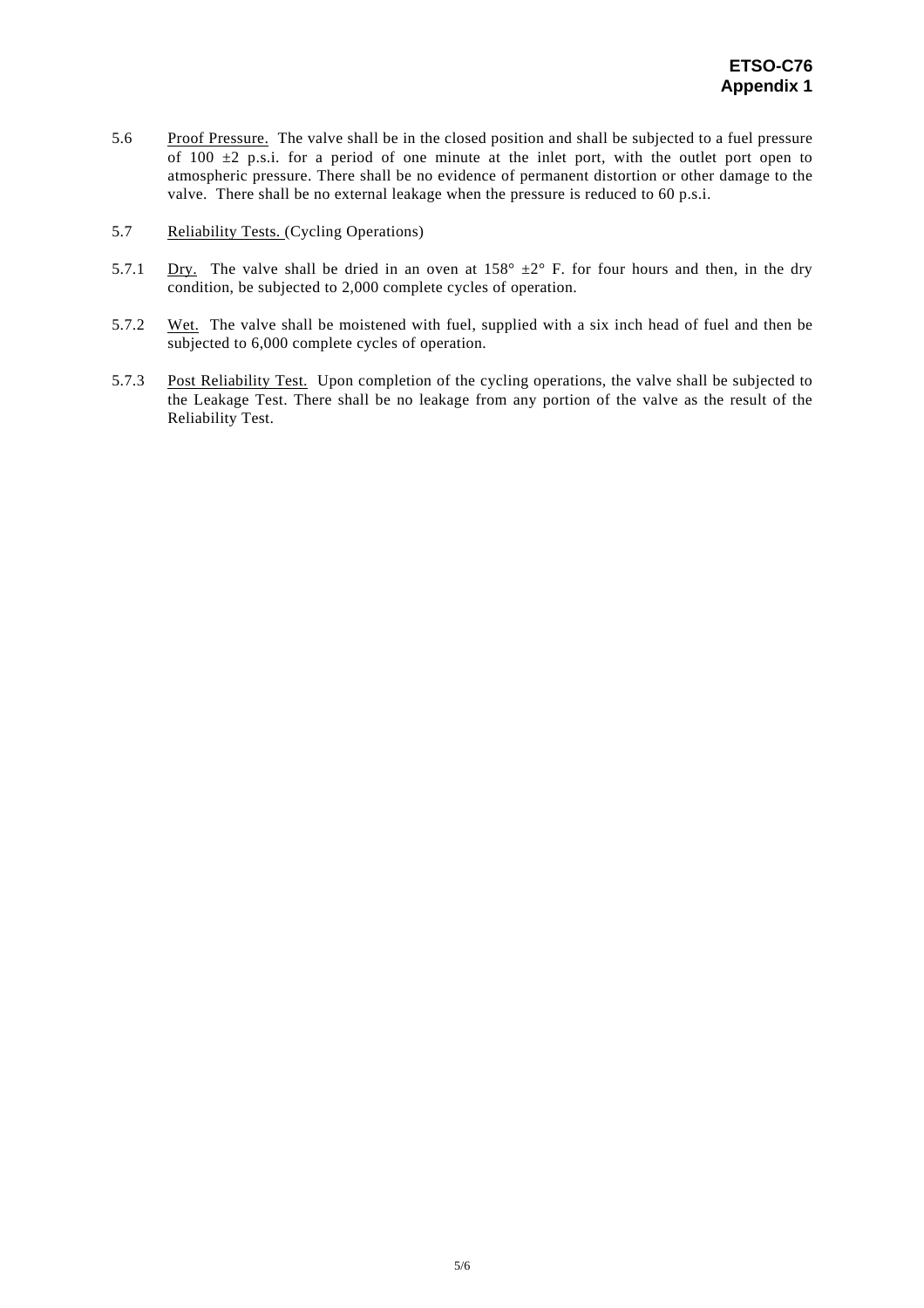5.6 Proof Pressure. The valve shall be in the closed position and shall be subjected to a fuel pressure of 100 ±2 p.s.i. for a period of one minute at the inlet port, with the outlet port open to atmospheric pressure. There shall be no evidence of permanent distortion or other damage to the valve. There shall be no external leakage when the pressure is reduced to 60 p.s.i.

5.7 Reliability Tests. (Cycling Operations)

5.7.1 Dry. The valve shall be dried in an oven at 158° ±2° F. for four hours and then, in the dry condition, be subjected to 2,000 complete cycles of operation.

5.7.2 Wet. The valve shall be moistened with fuel, supplied with a six inch head of fuel and then be subjected to 6,000 complete cycles of operation.

5.7.3 Post Reliability Test. Upon completion of the cycling operations, the valve shall be subjected to the Leakage Test. There shall be no leakage from any portion of the valve as the result of the Reliability Test.